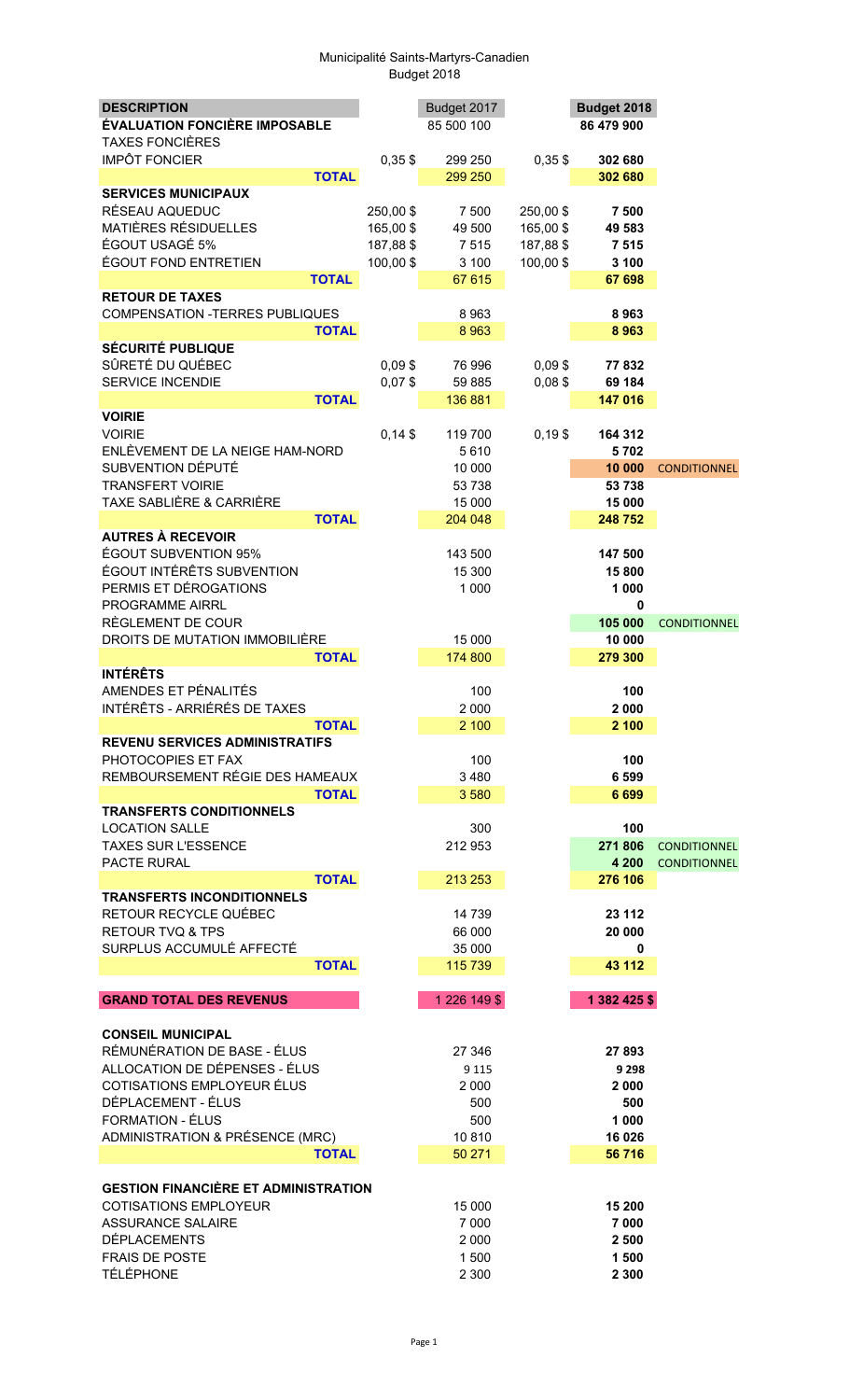Municipalité Saints-Martyrs-Canadien
Budget 2018

| DESCRIPTION | | Budget 2017 | | Budget 2018 | |
|---|---|---|---|---|---|
| **ÉVALUATION FONCIÈRE IMPOSABLE** | | 85 500 100 | | **86 479 900** | |
| TAXES FONCIÈRES | | | | | |
| IMPÔT FONCIER | 0,35 $ | 299 250 | 0,35 $ | **302 680** | |
| **TOTAL** | | 299 250 | | **302 680** | |
| **SERVICES MUNICIPAUX** | | | | | |
| RÉSEAU AQUEDUC | 250,00 $ | 7 500 | 250,00 $ | **7 500** | |
| MATIÈRES RÉSIDUELLES | 165,00 $ | 49 500 | 165,00 $ | **49 583** | |
| ÉGOUT USAGÉ 5% | 187,88 $ | 7 515 | 187,88 $ | **7 515** | |
| ÉGOUT FOND ENTRETIEN | 100,00 $ | 3 100 | 100,00 $ | **3 100** | |
| **TOTAL** | | 67 615 | | **67 698** | |
| **RETOUR DE TAXES** | | | | | |
| COMPENSATION -TERRES PUBLIQUES | | 8 963 | | **8 963** | |
| **TOTAL** | | 8 963 | | **8 963** | |
| **SÉCURITÉ PUBLIQUE** | | | | | |
| SÛRETÉ DU QUÉBEC | 0,09 $ | 76 996 | 0,09 $ | **77 832** | |
| SERVICE INCENDIE | 0,07 $ | 59 885 | 0,08 $ | **69 184** | |
| **TOTAL** | | 136 881 | | **147 016** | |
| **VOIRIE** | | | | | |
| VOIRIE | 0,14 $ | 119 700 | 0,19 $ | **164 312** | |
| ENLÈVEMENT DE LA NEIGE HAM-NORD | | 5 610 | | **5 702** | |
| SUBVENTION DÉPUTÉ | | 10 000 | | **10 000** | CONDITIONNEL |
| TRANSFERT VOIRIE | | 53 738 | | **53 738** | |
| TAXE SABLIÈRE & CARRIÈRE | | 15 000 | | **15 000** | |
| **TOTAL** | | 204 048 | | **248 752** | |
| **AUTRES À RECEVOIR** | | | | | |
| ÉGOUT SUBVENTION 95% | | 143 500 | | **147 500** | |
| ÉGOUT INTÉRÊTS SUBVENTION | | 15 300 | | **15 800** | |
| PERMIS ET DÉROGATIONS | | 1 000 | | **1 000** | |
| PROGRAMME AIRRL | | | | **0** | |
| RÈGLEMENT DE COUR | | | | **105 000** | CONDITIONNEL |
| DROITS DE MUTATION IMMOBILIÈRE | | 15 000 | | **10 000** | |
| **TOTAL** | | 174 800 | | **279 300** | |
| **INTÉRÊTS** | | | | | |
| AMENDES ET PÉNALITÉS | | 100 | | **100** | |
| INTÉRÊTS - ARRIÉRÉS DE TAXES | | 2 000 | | **2 000** | |
| **TOTAL** | | 2 100 | | **2 100** | |
| **REVENU SERVICES ADMINISTRATIFS** | | | | | |
| PHOTOCOPIES ET FAX | | 100 | | **100** | |
| REMBOURSEMENT RÉGIE DES HAMEAUX | | 3 480 | | **6 599** | |
| **TOTAL** | | 3 580 | | **6 699** | |
| **TRANSFERTS CONDITIONNELS** | | | | | |
| LOCATION SALLE | | 300 | | **100** | |
| TAXES SUR L'ESSENCE | | 212 953 | | **271 806** | CONDITIONNEL |
| PACTE RURAL | | | | **4 200** | CONDITIONNEL |
| **TOTAL** | | 213 253 | | **276 106** | |
| **TRANSFERTS INCONDITIONNELS** | | | | | |
| RETOUR RECYCLE QUÉBEC | | 14 739 | | **23 112** | |
| RETOUR TVQ & TPS | | 66 000 | | **20 000** | |
| SURPLUS ACCUMULÉ AFFECTÉ | | 35 000 | | **0** | |
| **TOTAL** | | 115 739 | | **43 112** | |
| | | | | | |
| **GRAND TOTAL DES REVENUS** | | 1 226 149 $ | | **1 382 425 $** | |
| | | | | | |
| **CONSEIL MUNICIPAL** | | | | | |
| RÉMUNÉRATION DE BASE - ÉLUS | | 27 346 | | **27 893** | |
| ALLOCATION DE DÉPENSES - ÉLUS | | 9 115 | | **9 298** | |
| COTISATIONS EMPLOYEUR ÉLUS | | 2 000 | | **2 000** | |
| DÉPLACEMENT - ÉLUS | | 500 | | **500** | |
| FORMATION - ÉLUS | | 500 | | **1 000** | |
| ADMINISTRATION & PRÉSENCE (MRC) | | 10 810 | | **16 026** | |
| **TOTAL** | | 50 271 | | **56 716** | |
| | | | | | |
| **GESTION FINANCIÈRE ET ADMINISTRATION** | | | | | |
| COTISATIONS EMPLOYEUR | | 15 000 | | **15 200** | |
| ASSURANCE SALAIRE | | 7 000 | | **7 000** | |
| DÉPLACEMENTS | | 2 000 | | **2 500** | |
| FRAIS DE POSTE | | 1 500 | | **1 500** | |
| TÉLÉPHONE | | 2 300 | | **2 300** | |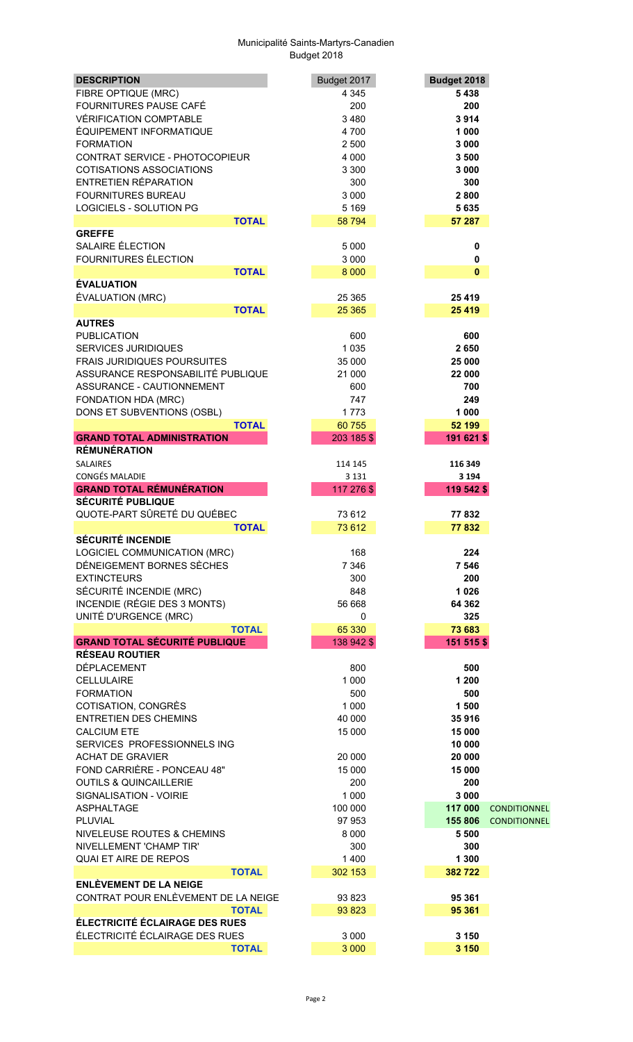Municipalité Saints-Martyrs-Canadien
Budget 2018

| DESCRIPTION | Budget 2017 | Budget 2018 | |
|---|---|---|---|
| FIBRE OPTIQUE (MRC) | 4 345 | **5 438** | |
| FOURNITURES PAUSE CAFÉ | 200 | **200** | |
| VÉRIFICATION COMPTABLE | 3 480 | **3 914** | |
| ÉQUIPEMENT INFORMATIQUE | 4 700 | **1 000** | |
| FORMATION | 2 500 | **3 000** | |
| CONTRAT SERVICE - PHOTOCOPIEUR | 4 000 | **3 500** | |
| COTISATIONS ASSOCIATIONS | 3 300 | **3 000** | |
| ENTRETIEN RÉPARATION | 300 | **300** | |
| FOURNITURES BUREAU | 3 000 | **2 800** | |
| LOGICIELS - SOLUTION PG | 5 169 | **5 635** | |
| **TOTAL** | 58 794 | **57 287** | |
| **GREFFE** | | | |
| SALAIRE ÉLECTION | 5 000 | **0** | |
| FOURNITURES ÉLECTION | 3 000 | **0** | |
| **TOTAL** | 8 000 | **0** | |
| **ÉVALUATION** | | | |
| ÉVALUATION (MRC) | 25 365 | **25 419** | |
| **TOTAL** | 25 365 | **25 419** | |
| **AUTRES** | | | |
| PUBLICATION | 600 | **600** | |
| SERVICES JURIDIQUES | 1 035 | **2 650** | |
| FRAIS JURIDIQUES POURSUITES | 35 000 | **25 000** | |
| ASSURANCE RESPONSABILITÉ PUBLIQUE | 21 000 | **22 000** | |
| ASSURANCE - CAUTIONNEMENT | 600 | **700** | |
| FONDATION HDA (MRC) | 747 | **249** | |
| DONS ET SUBVENTIONS (OSBL) | 1 773 | **1 000** | |
| **TOTAL** | 60 755 | **52 199** | |
| **GRAND TOTAL ADMINISTRATION** | 203 185 $ | **191 621 $** | |
| **RÉMUNÉRATION** | | | |
| SALAIRES | 114 145 | **116 349** | |
| CONGÉS MALADIE | 3 131 | **3 194** | |
| **GRAND TOTAL RÉMUNÉRATION** | 117 276 $ | **119 542 $** | |
| **SÉCURITÉ PUBLIQUE** | | | |
| QUOTE-PART SÛRETÉ DU QUÉBEC | 73 612 | **77 832** | |
| **TOTAL** | 73 612 | **77 832** | |
| **SÉCURITÉ INCENDIE** | | | |
| LOGICIEL COMMUNICATION (MRC) | 168 | **224** | |
| DÉNEIGEMENT BORNES SÈCHES | 7 346 | **7 546** | |
| EXTINCTEURS | 300 | **200** | |
| SÉCURITÉ INCENDIE (MRC) | 848 | **1 026** | |
| INCENDIE (RÉGIE DES 3 MONTS) | 56 668 | **64 362** | |
| UNITÉ D'URGENCE (MRC) | 0 | **325** | |
| **TOTAL** | 65 330 | **73 683** | |
| **GRAND TOTAL SÉCURITÉ PUBLIQUE** | 138 942 $ | **151 515 $** | |
| **RÉSEAU ROUTIER** | | | |
| DÉPLACEMENT | 800 | **500** | |
| CELLULAIRE | 1 000 | **1 200** | |
| FORMATION | 500 | **500** | |
| COTISATION, CONGRÈS | 1 000 | **1 500** | |
| ENTRETIEN DES CHEMINS | 40 000 | **35 916** | |
| CALCIUM ETE | 15 000 | **15 000** | |
| SERVICES PROFESSIONNELS ING | | **10 000** | |
| ACHAT DE GRAVIER | 20 000 | **20 000** | |
| FOND CARRIÈRE - PONCEAU 48" | 15 000 | **15 000** | |
| OUTILS & QUINCAILLERIE | 200 | **200** | |
| SIGNALISATION - VOIRIE | 1 000 | **3 000** | |
| ASPHALTAGE | 100 000 | **117 000** | CONDITIONNEL |
| PLUVIAL | 97 953 | **155 806** | CONDITIONNEL |
| NIVELEUSE ROUTES & CHEMINS | 8 000 | **5 500** | |
| NIVELLEMENT 'CHAMP TIR' | 300 | **300** | |
| QUAI ET AIRE DE REPOS | 1 400 | **1 300** | |
| **TOTAL** | 302 153 | **382 722** | |
| **ENLÈVEMENT DE LA NEIGE** | | | |
| CONTRAT POUR ENLÈVEMENT DE LA NEIGE | 93 823 | **95 361** | |
| **TOTAL** | 93 823 | **95 361** | |
| **ÉLECTRICITÉ ÉCLAIRAGE DES RUES** | | | |
| ÉLECTRICITÉ ÉCLAIRAGE DES RUES | 3 000 | **3 150** | |
| **TOTAL** | 3 000 | **3 150** | |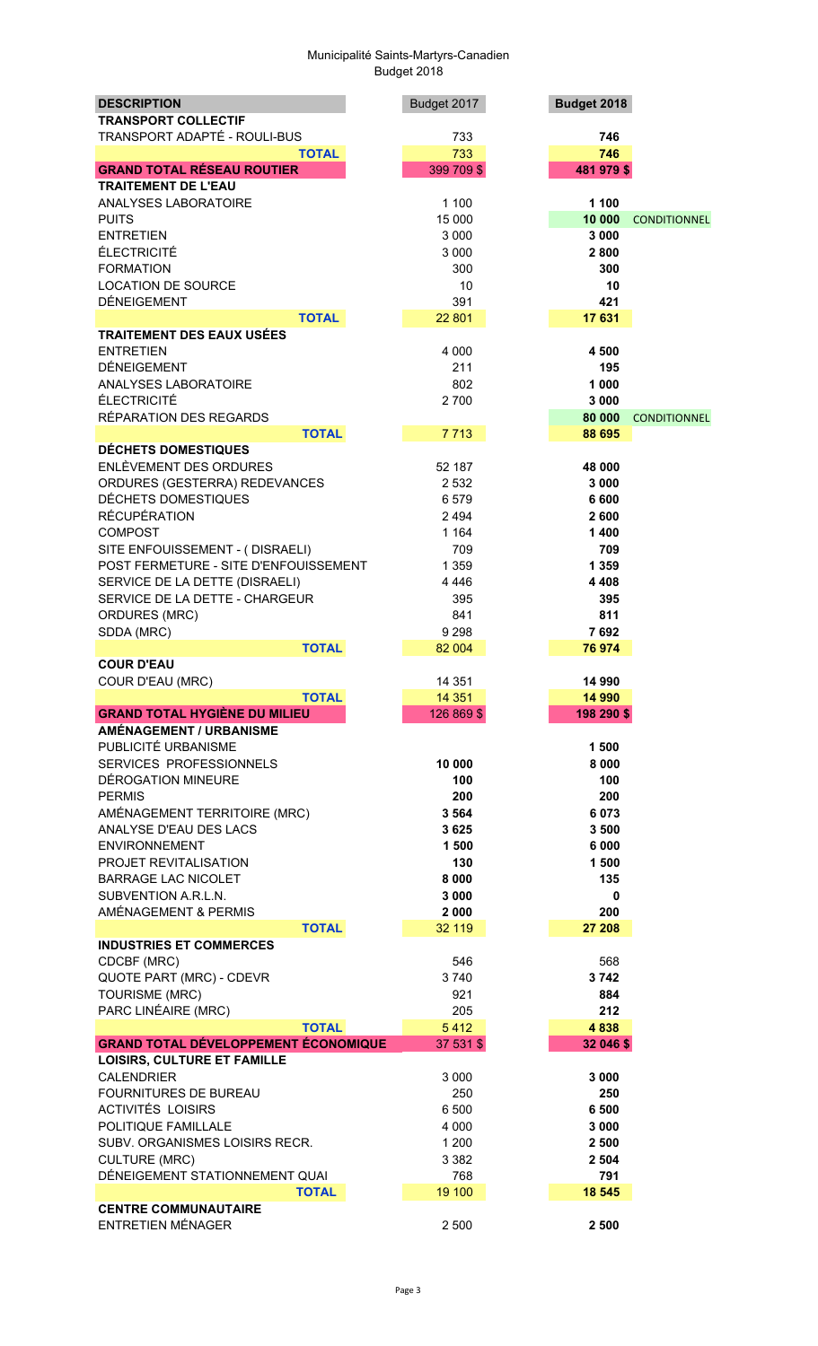Municipalité Saints-Martyrs-Canadien
Budget 2018

| DESCRIPTION | Budget 2017 | Budget 2018 | |
|---|---|---|---|
| **TRANSPORT COLLECTIF** | | | |
| TRANSPORT ADAPTÉ - ROULI-BUS | 733 | **746** | |
| **TOTAL** | 733 | **746** | |
| **GRAND TOTAL RÉSEAU ROUTIER** | 399 709 $ | **481 979 $** | |
| **TRAITEMENT DE L'EAU** | | | |
| ANALYSES LABORATOIRE | 1 100 | **1 100** | |
| PUITS | 15 000 | **10 000** | CONDITIONNEL |
| ENTRETIEN | 3 000 | **3 000** | |
| ÉLECTRICITÉ | 3 000 | **2 800** | |
| FORMATION | 300 | **300** | |
| LOCATION DE SOURCE | 10 | **10** | |
| DÉNEIGEMENT | 391 | **421** | |
| **TOTAL** | 22 801 | **17 631** | |
| **TRAITEMENT DES EAUX USÉES** | | | |
| ENTRETIEN | 4 000 | **4 500** | |
| DÉNEIGEMENT | 211 | **195** | |
| ANALYSES LABORATOIRE | 802 | **1 000** | |
| ÉLECTRICITÉ | 2 700 | **3 000** | |
| RÉPARATION DES REGARDS | | **80 000** | CONDITIONNEL |
| **TOTAL** | 7 713 | **88 695** | |
| **DÉCHETS DOMESTIQUES** | | | |
| ENLÈVEMENT DES ORDURES | 52 187 | **48 000** | |
| ORDURES (GESTERRA) REDEVANCES | 2 532 | **3 000** | |
| DÉCHETS DOMESTIQUES | 6 579 | **6 600** | |
| RÉCUPÉRATION | 2 494 | **2 600** | |
| COMPOST | 1 164 | **1 400** | |
| SITE ENFOUISSEMENT - ( DISRAELI) | 709 | **709** | |
| POST FERMETURE - SITE D'ENFOUISSEMENT | 1 359 | **1 359** | |
| SERVICE DE LA DETTE (DISRAELI) | 4 446 | **4 408** | |
| SERVICE DE LA DETTE - CHARGEUR | 395 | **395** | |
| ORDURES (MRC) | 841 | **811** | |
| SDDA (MRC) | 9 298 | **7 692** | |
| **TOTAL** | 82 004 | **76 974** | |
| **COUR D'EAU** | | | |
| COUR D'EAU (MRC) | 14 351 | **14 990** | |
| **TOTAL** | 14 351 | **14 990** | |
| **GRAND TOTAL HYGIÈNE DU MILIEU** | 126 869 $ | **198 290 $** | |
| **AMÉNAGEMENT / URBANISME** | | | |
| PUBLICITÉ URBANISME | | **1 500** | |
| SERVICES PROFESSIONNELS | **10 000** | **8 000** | |
| DÉROGATION MINEURE | **100** | **100** | |
| PERMIS | **200** | **200** | |
| AMÉNAGEMENT TERRITOIRE (MRC) | **3 564** | **6 073** | |
| ANALYSE D'EAU DES LACS | **3 625** | **3 500** | |
| ENVIRONNEMENT | **1 500** | **6 000** | |
| PROJET REVITALISATION | **130** | **1 500** | |
| BARRAGE LAC NICOLET | **8 000** | **135** | |
| SUBVENTION A.R.L.N. | **3 000** | **0** | |
| AMÉNAGEMENT & PERMIS | **2 000** | **200** | |
| **TOTAL** | 32 119 | **27 208** | |
| **INDUSTRIES ET COMMERCES** | | | |
| CDCBF (MRC) | 546 | 568 | |
| QUOTE PART (MRC) - CDEVR | 3 740 | **3 742** | |
| TOURISME (MRC) | 921 | **884** | |
| PARC LINÉAIRE (MRC) | 205 | **212** | |
| **TOTAL** | 5 412 | **4 838** | |
| **GRAND TOTAL DÉVELOPPEMENT ÉCONOMIQUE** | 37 531 $ | **32 046 $** | |
| **LOISIRS, CULTURE ET FAMILLE** | | | |
| CALENDRIER | 3 000 | **3 000** | |
| FOURNITURES DE BUREAU | 250 | **250** | |
| ACTIVITÉS LOISIRS | 6 500 | **6 500** | |
| POLITIQUE FAMILLALE | 4 000 | **3 000** | |
| SUBV. ORGANISMES LOISIRS RECR. | 1 200 | **2 500** | |
| CULTURE (MRC) | 3 382 | **2 504** | |
| DÉNEIGEMENT STATIONNEMENT QUAI | 768 | **791** | |
| **TOTAL** | 19 100 | **18 545** | |
| **CENTRE COMMUNAUTAIRE** | | | |
| ENTRETIEN MÉNAGER | 2 500 | **2 500** | |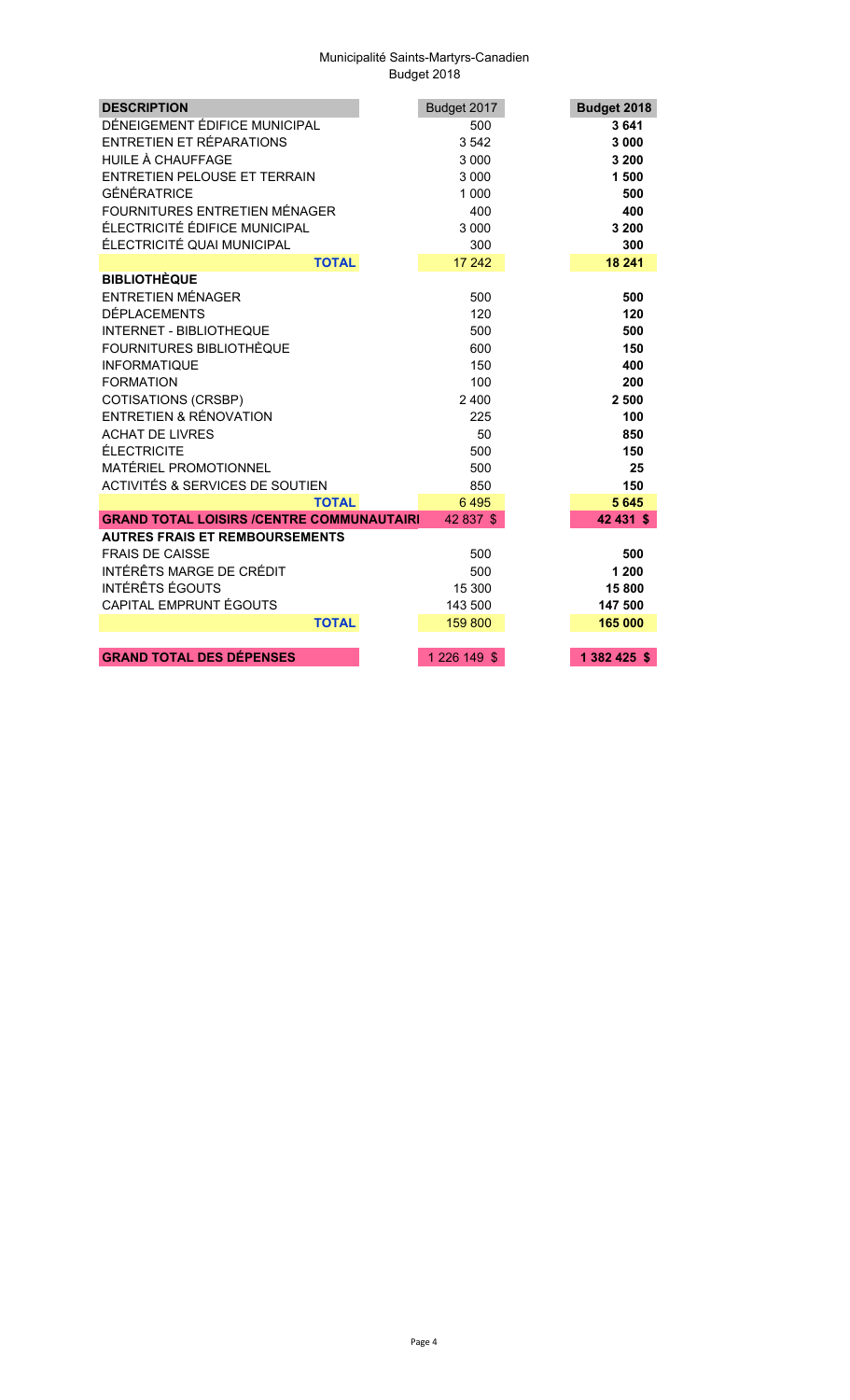Municipalité Saints-Martyrs-Canadien
Budget 2018

| DESCRIPTION | Budget 2017 | Budget 2018 |
| --- | --- | --- |
| DÉNEIGEMENT ÉDIFICE MUNICIPAL | 500 | **3 641** |
| ENTRETIEN ET RÉPARATIONS | 3 542 | **3 000** |
| HUILE À CHAUFFAGE | 3 000 | **3 200** |
| ENTRETIEN PELOUSE ET TERRAIN | 3 000 | **1 500** |
| GÉNÉRATRICE | 1 000 | **500** |
| FOURNITURES ENTRETIEN MÉNAGER | 400 | **400** |
| ÉLECTRICITÉ ÉDIFICE MUNICIPAL | 3 000 | **3 200** |
| ÉLECTRICITÉ QUAI MUNICIPAL | 300 | **300** |
| **TOTAL** | 17 242 | **18 241** |
| **BIBLIOTHÈQUE** | | |
| ENTRETIEN MÉNAGER | 500 | **500** |
| DÉPLACEMENTS | 120 | **120** |
| INTERNET - BIBLIOTHEQUE | 500 | **500** |
| FOURNITURES BIBLIOTHÈQUE | 600 | **150** |
| INFORMATIQUE | 150 | **400** |
| FORMATION | 100 | **200** |
| COTISATIONS (CRSBP) | 2 400 | **2 500** |
| ENTRETIEN & RÉNOVATION | 225 | **100** |
| ACHAT DE LIVRES | 50 | **850** |
| ÉLECTRICITE | 500 | **150** |
| MATÉRIEL PROMOTIONNEL | 500 | **25** |
| ACTIVITÉS & SERVICES DE SOUTIEN | 850 | **150** |
| **TOTAL** | 6 495 | **5 645** |
| **GRAND TOTAL LOISIRS /CENTRE COMMUNAUTAIRI** | 42 837 $ | **42 431 $** |
| **AUTRES FRAIS ET REMBOURSEMENTS** | | |
| FRAIS DE CAISSE | 500 | **500** |
| INTÉRÊTS MARGE DE CRÉDIT | 500 | **1 200** |
| INTÉRÊTS ÉGOUTS | 15 300 | **15 800** |
| CAPITAL EMPRUNT ÉGOUTS | 143 500 | **147 500** |
| **TOTAL** | 159 800 | **165 000** |
| | | |
| **GRAND TOTAL DES DÉPENSES** | 1 226 149 $ | **1 382 425 $** |